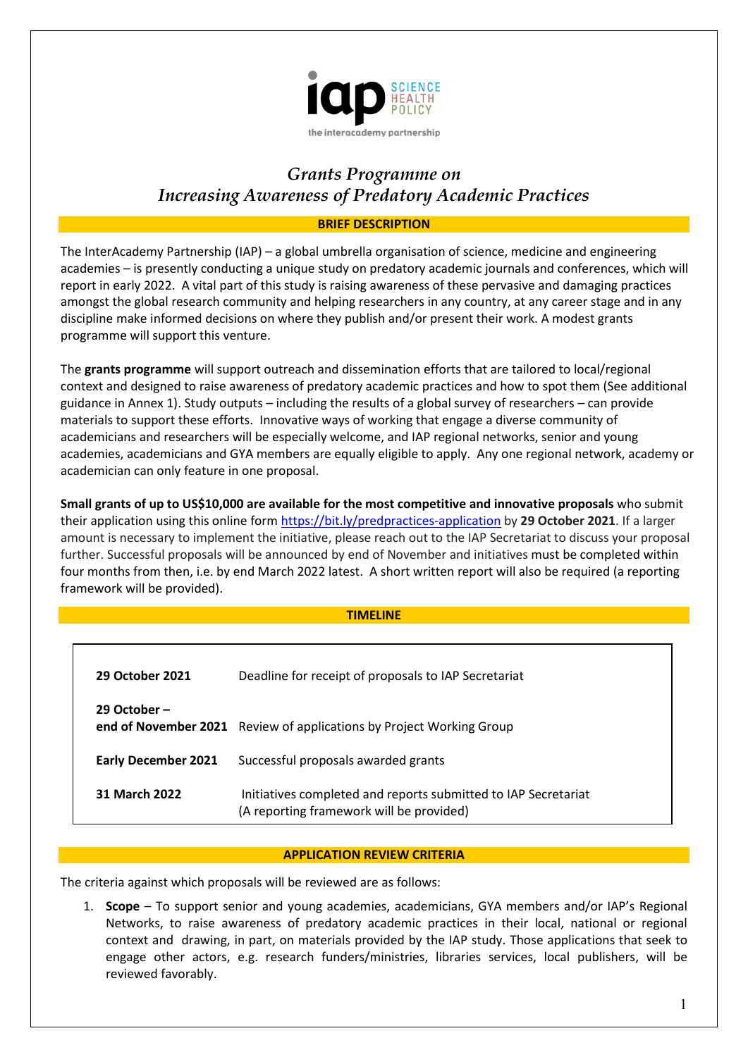# *Grants Programme on Increasing Awareness of Predatory Academic Practices*

## BRIEF DESCRIPTION

The InterAcademy Partnership (IAP) – a global umbrella organisation of science, medicine and engineering academies – is presently conducting a unique study on predatory academic journals and conferences, which will report in early 2022. A vital part of this study is raising awareness of these pervasive and damaging practices amongst the global research community and helping researchers in any country, at any career stage and in any discipline make informed decisions on where they publish and/or present their work. A modest grants programme will support this venture.

The **grants programme** will support outreach and dissemination efforts that are tailored to local/regional context and designed to raise awareness of predatory academic practices and how to spot them (See additional guidance in Annex 1). Study outputs – including the results of a global survey of researchers – can provide materials to support these efforts. Innovative ways of working that engage a diverse community of academicians and researchers will be especially welcome, and IAP regional networks, senior and young academies, academicians and GYA members are equally eligible to apply. Any one regional network, academy or academician can only feature in one proposal.

**Small grants of up to US$10,000 are available for the most competitive and innovative proposals** who submit their application using this online form [https://bit.ly/predpractices-application](https://bit.ly/predpractices-application) by **29 October 2021**. If a larger amount is necessary to implement the initiative, please reach out to the IAP Secretariat to discuss your proposal further. Successful proposals will be announced by end of November and initiatives must be completed within four months from then, i.e. by end March 2022 latest. A short written report will also be required (a reporting framework will be provided).

## TIMELINE

| | |
|---|---|
| **29 October 2021** | Deadline for receipt of proposals to IAP Secretariat |
| **29 October – end of November 2021** | Review of applications by Project Working Group |
| **Early December 2021** | Successful proposals awarded grants |
| **31 March 2022** | Initiatives completed and reports submitted to IAP Secretariat (A reporting framework will be provided) |

## APPLICATION REVIEW CRITERIA

The criteria against which proposals will be reviewed are as follows:

1. **Scope** – To support senior and young academies, academicians, GYA members and/or IAP's Regional Networks, to raise awareness of predatory academic practices in their local, national or regional context and drawing, in part, on materials provided by the IAP study. Those applications that seek to engage other actors, e.g. research funders/ministries, libraries services, local publishers, will be reviewed favorably.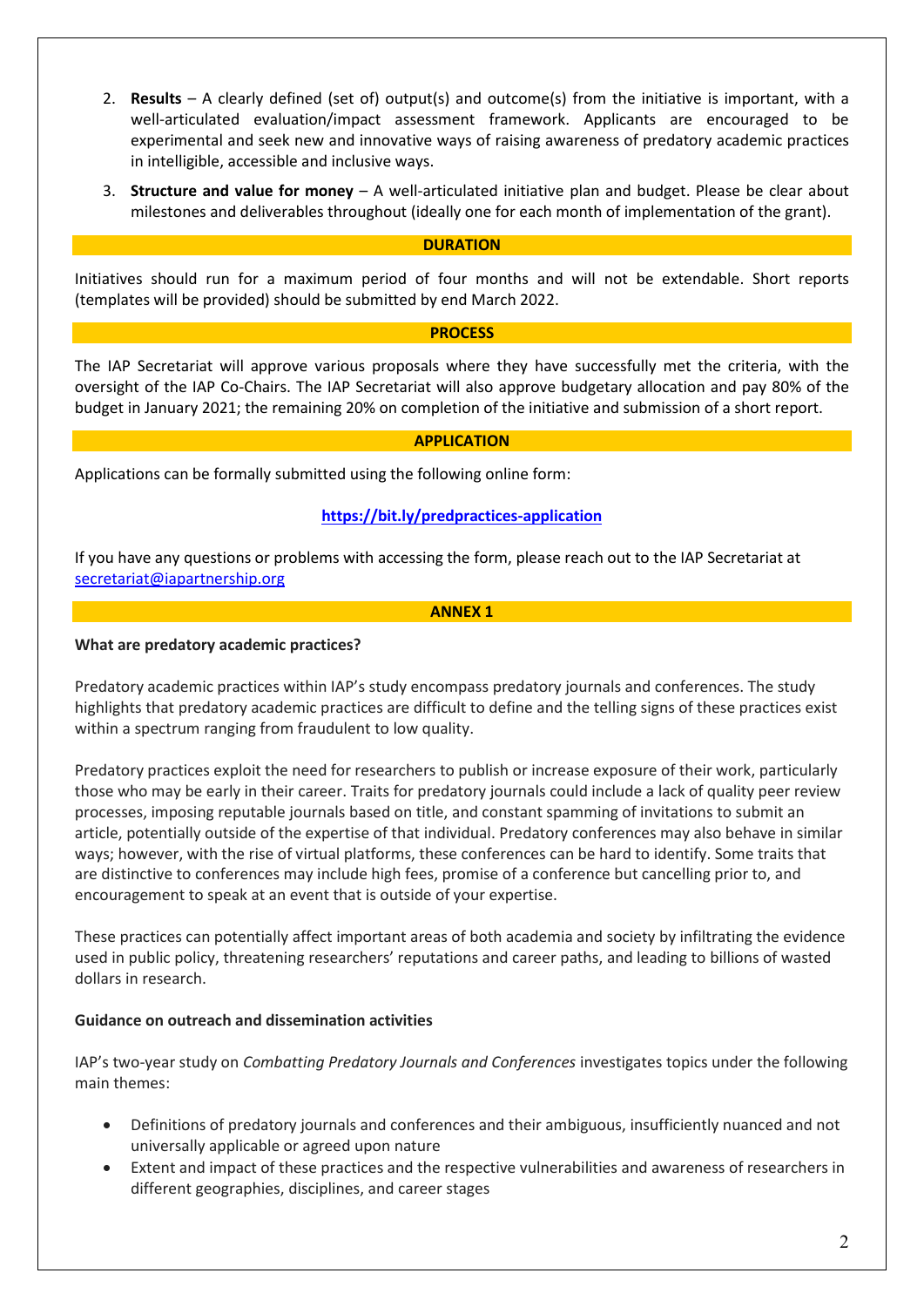2. **Results** – A clearly defined (set of) output(s) and outcome(s) from the initiative is important, with a well-articulated evaluation/impact assessment framework. Applicants are encouraged to be experimental and seek new and innovative ways of raising awareness of predatory academic practices in intelligible, accessible and inclusive ways.
3. **Structure and value for money** – A well-articulated initiative plan and budget. Please be clear about milestones and deliverables throughout (ideally one for each month of implementation of the grant).

## DURATION

Initiatives should run for a maximum period of four months and will not be extendable. Short reports (templates will be provided) should be submitted by end March 2022.

## PROCESS

The IAP Secretariat will approve various proposals where they have successfully met the criteria, with the oversight of the IAP Co-Chairs. The IAP Secretariat will also approve budgetary allocation and pay 80% of the budget in January 2021; the remaining 20% on completion of the initiative and submission of a short report.

## APPLICATION

Applications can be formally submitted using the following online form:

**https://bit.ly/predpractices-application**

If you have any questions or problems with accessing the form, please reach out to the IAP Secretariat at secretariat@iapartnership.org

## ANNEX 1

**What are predatory academic practices?**

Predatory academic practices within IAP's study encompass predatory journals and conferences. The study highlights that predatory academic practices are difficult to define and the telling signs of these practices exist within a spectrum ranging from fraudulent to low quality.

Predatory practices exploit the need for researchers to publish or increase exposure of their work, particularly those who may be early in their career. Traits for predatory journals could include a lack of quality peer review processes, imposing reputable journals based on title, and constant spamming of invitations to submit an article, potentially outside of the expertise of that individual. Predatory conferences may also behave in similar ways; however, with the rise of virtual platforms, these conferences can be hard to identify. Some traits that are distinctive to conferences may include high fees, promise of a conference but cancelling prior to, and encouragement to speak at an event that is outside of your expertise.

These practices can potentially affect important areas of both academia and society by infiltrating the evidence used in public policy, threatening researchers' reputations and career paths, and leading to billions of wasted dollars in research.

**Guidance on outreach and dissemination activities**

IAP's two-year study on *Combatting Predatory Journals and Conferences* investigates topics under the following main themes:

- Definitions of predatory journals and conferences and their ambiguous, insufficiently nuanced and not universally applicable or agreed upon nature
- Extent and impact of these practices and the respective vulnerabilities and awareness of researchers in different geographies, disciplines, and career stages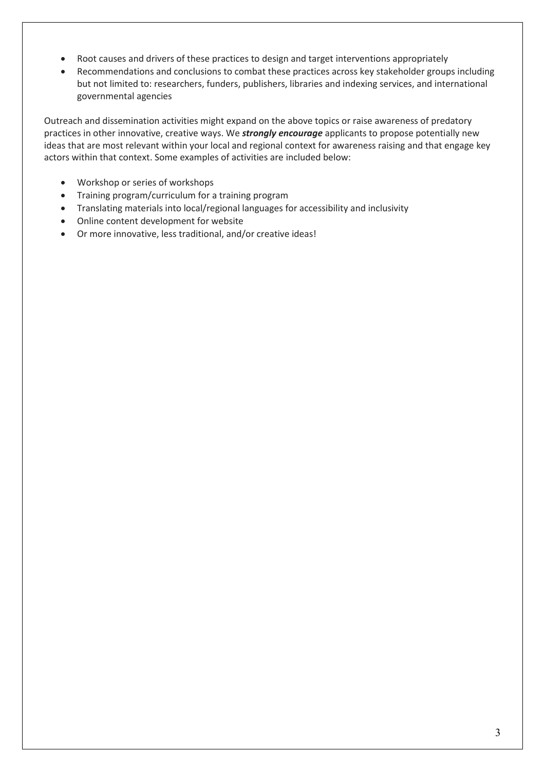- Root causes and drivers of these practices to design and target interventions appropriately
- Recommendations and conclusions to combat these practices across key stakeholder groups including but not limited to: researchers, funders, publishers, libraries and indexing services, and international governmental agencies

Outreach and dissemination activities might expand on the above topics or raise awareness of predatory practices in other innovative, creative ways. We ***strongly encourage*** applicants to propose potentially new ideas that are most relevant within your local and regional context for awareness raising and that engage key actors within that context. Some examples of activities are included below:

- Workshop or series of workshops
- Training program/curriculum for a training program
- Translating materials into local/regional languages for accessibility and inclusivity
- Online content development for website
- Or more innovative, less traditional, and/or creative ideas!